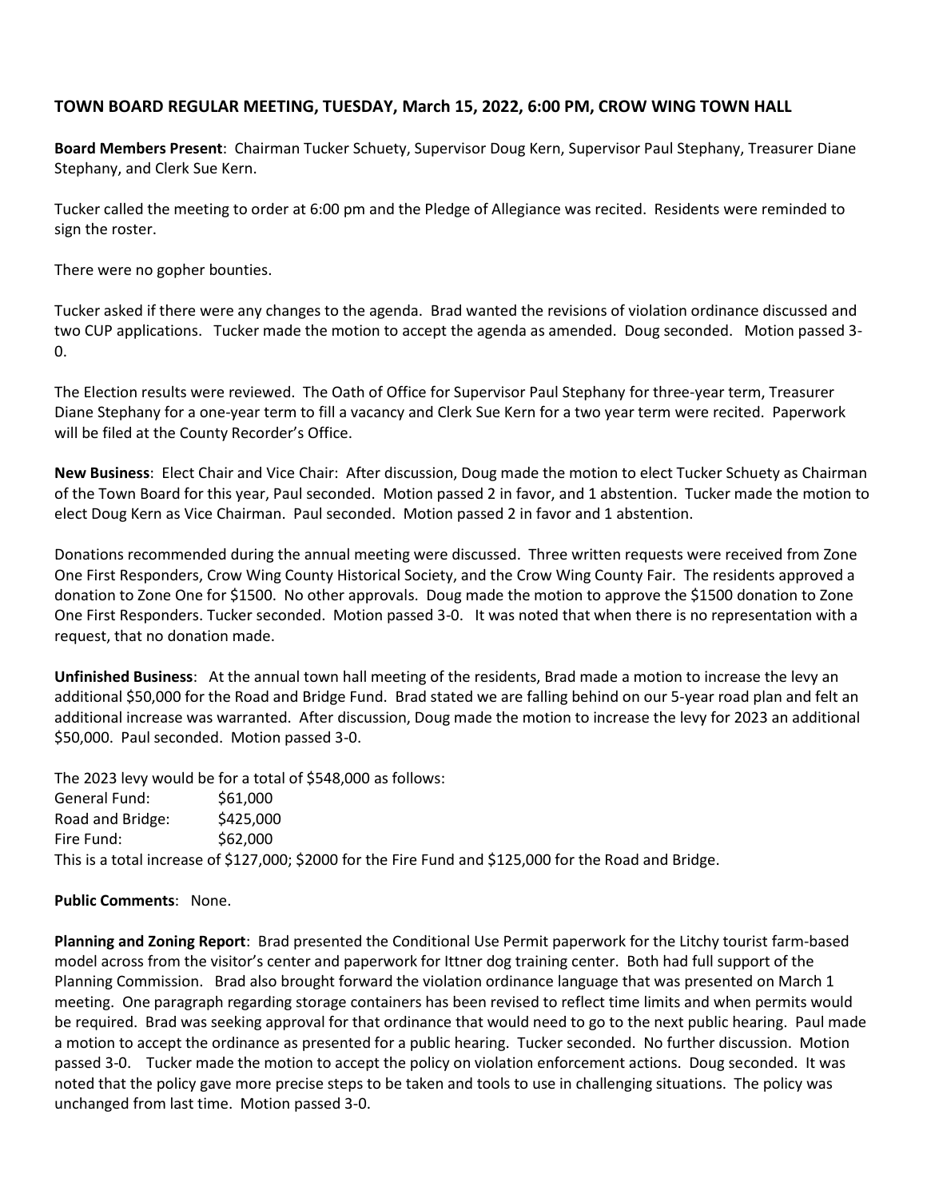**TOWN BOARD REGULAR MEETING, TUESDAY, March 15, 2022, 6:00 PM, CROW WING TOWN HALL**

**Board Members Present**: Chairman Tucker Schuety, Supervisor Doug Kern, Supervisor Paul Stephany, Treasurer Diane Stephany, and Clerk Sue Kern.

Tucker called the meeting to order at 6:00 pm and the Pledge of Allegiance was recited. Residents were reminded to sign the roster.

There were no gopher bounties.

Tucker asked if there were any changes to the agenda. Brad wanted the revisions of violation ordinance discussed and two CUP applications. Tucker made the motion to accept the agenda as amended. Doug seconded. Motion passed 3-0.

The Election results were reviewed. The Oath of Office for Supervisor Paul Stephany for three-year term, Treasurer Diane Stephany for a one-year term to fill a vacancy and Clerk Sue Kern for a two year term were recited. Paperwork will be filed at the County Recorder's Office.

**New Business**: Elect Chair and Vice Chair: After discussion, Doug made the motion to elect Tucker Schuety as Chairman of the Town Board for this year, Paul seconded. Motion passed 2 in favor, and 1 abstention. Tucker made the motion to elect Doug Kern as Vice Chairman. Paul seconded. Motion passed 2 in favor and 1 abstention.

Donations recommended during the annual meeting were discussed. Three written requests were received from Zone One First Responders, Crow Wing County Historical Society, and the Crow Wing County Fair. The residents approved a donation to Zone One for $1500. No other approvals. Doug made the motion to approve the $1500 donation to Zone One First Responders. Tucker seconded. Motion passed 3-0. It was noted that when there is no representation with a request, that no donation made.

**Unfinished Business**: At the annual town hall meeting of the residents, Brad made a motion to increase the levy an additional $50,000 for the Road and Bridge Fund. Brad stated we are falling behind on our 5-year road plan and felt an additional increase was warranted. After discussion, Doug made the motion to increase the levy for 2023 an additional $50,000. Paul seconded. Motion passed 3-0.

The 2023 levy would be for a total of $548,000 as follows:

General Fund: $61,000
Road and Bridge: $425,000
Fire Fund: $62,000

This is a total increase of $127,000; $2000 for the Fire Fund and $125,000 for the Road and Bridge.

**Public Comments**: None.

**Planning and Zoning Report**: Brad presented the Conditional Use Permit paperwork for the Litchy tourist farm-based model across from the visitor's center and paperwork for Ittner dog training center. Both had full support of the Planning Commission. Brad also brought forward the violation ordinance language that was presented on March 1 meeting. One paragraph regarding storage containers has been revised to reflect time limits and when permits would be required. Brad was seeking approval for that ordinance that would need to go to the next public hearing. Paul made a motion to accept the ordinance as presented for a public hearing. Tucker seconded. No further discussion. Motion passed 3-0. Tucker made the motion to accept the policy on violation enforcement actions. Doug seconded. It was noted that the policy gave more precise steps to be taken and tools to use in challenging situations. The policy was unchanged from last time. Motion passed 3-0.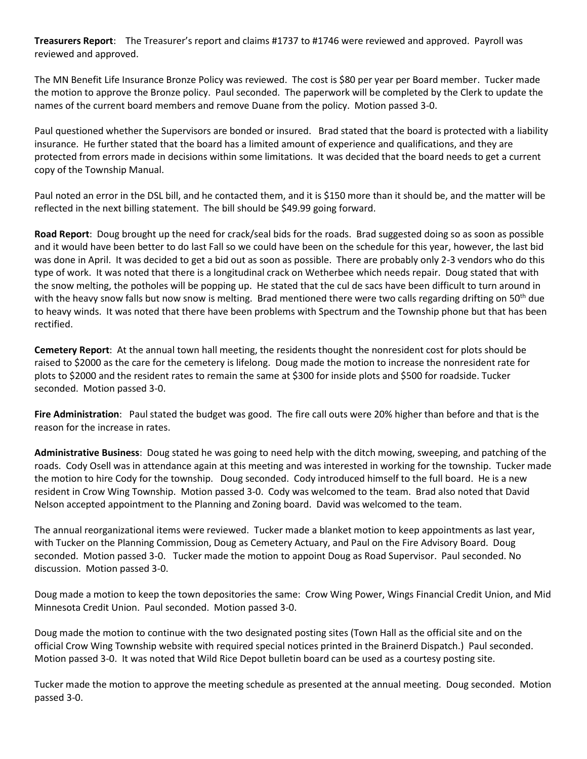**Treasurers Report**: The Treasurer's report and claims #1737 to #1746 were reviewed and approved. Payroll was reviewed and approved.

The MN Benefit Life Insurance Bronze Policy was reviewed. The cost is $80 per year per Board member. Tucker made the motion to approve the Bronze policy. Paul seconded. The paperwork will be completed by the Clerk to update the names of the current board members and remove Duane from the policy. Motion passed 3-0.

Paul questioned whether the Supervisors are bonded or insured. Brad stated that the board is protected with a liability insurance. He further stated that the board has a limited amount of experience and qualifications, and they are protected from errors made in decisions within some limitations. It was decided that the board needs to get a current copy of the Township Manual.

Paul noted an error in the DSL bill, and he contacted them, and it is $150 more than it should be, and the matter will be reflected in the next billing statement. The bill should be $49.99 going forward.

**Road Report**: Doug brought up the need for crack/seal bids for the roads. Brad suggested doing so as soon as possible and it would have been better to do last Fall so we could have been on the schedule for this year, however, the last bid was done in April. It was decided to get a bid out as soon as possible. There are probably only 2-3 vendors who do this type of work. It was noted that there is a longitudinal crack on Wetherbee which needs repair. Doug stated that with the snow melting, the potholes will be popping up. He stated that the cul de sacs have been difficult to turn around in with the heavy snow falls but now snow is melting. Brad mentioned there were two calls regarding drifting on 50th due to heavy winds. It was noted that there have been problems with Spectrum and the Township phone but that has been rectified.

**Cemetery Report**: At the annual town hall meeting, the residents thought the nonresident cost for plots should be raised to $2000 as the care for the cemetery is lifelong. Doug made the motion to increase the nonresident rate for plots to $2000 and the resident rates to remain the same at $300 for inside plots and $500 for roadside. Tucker seconded. Motion passed 3-0.

**Fire Administration**: Paul stated the budget was good. The fire call outs were 20% higher than before and that is the reason for the increase in rates.

**Administrative Business**: Doug stated he was going to need help with the ditch mowing, sweeping, and patching of the roads. Cody Osell was in attendance again at this meeting and was interested in working for the township. Tucker made the motion to hire Cody for the township. Doug seconded. Cody introduced himself to the full board. He is a new resident in Crow Wing Township. Motion passed 3-0. Cody was welcomed to the team. Brad also noted that David Nelson accepted appointment to the Planning and Zoning board. David was welcomed to the team.

The annual reorganizational items were reviewed. Tucker made a blanket motion to keep appointments as last year, with Tucker on the Planning Commission, Doug as Cemetery Actuary, and Paul on the Fire Advisory Board. Doug seconded. Motion passed 3-0. Tucker made the motion to appoint Doug as Road Supervisor. Paul seconded. No discussion. Motion passed 3-0.

Doug made a motion to keep the town depositories the same: Crow Wing Power, Wings Financial Credit Union, and Mid Minnesota Credit Union. Paul seconded. Motion passed 3-0.

Doug made the motion to continue with the two designated posting sites (Town Hall as the official site and on the official Crow Wing Township website with required special notices printed in the Brainerd Dispatch.) Paul seconded. Motion passed 3-0. It was noted that Wild Rice Depot bulletin board can be used as a courtesy posting site.

Tucker made the motion to approve the meeting schedule as presented at the annual meeting. Doug seconded. Motion passed 3-0.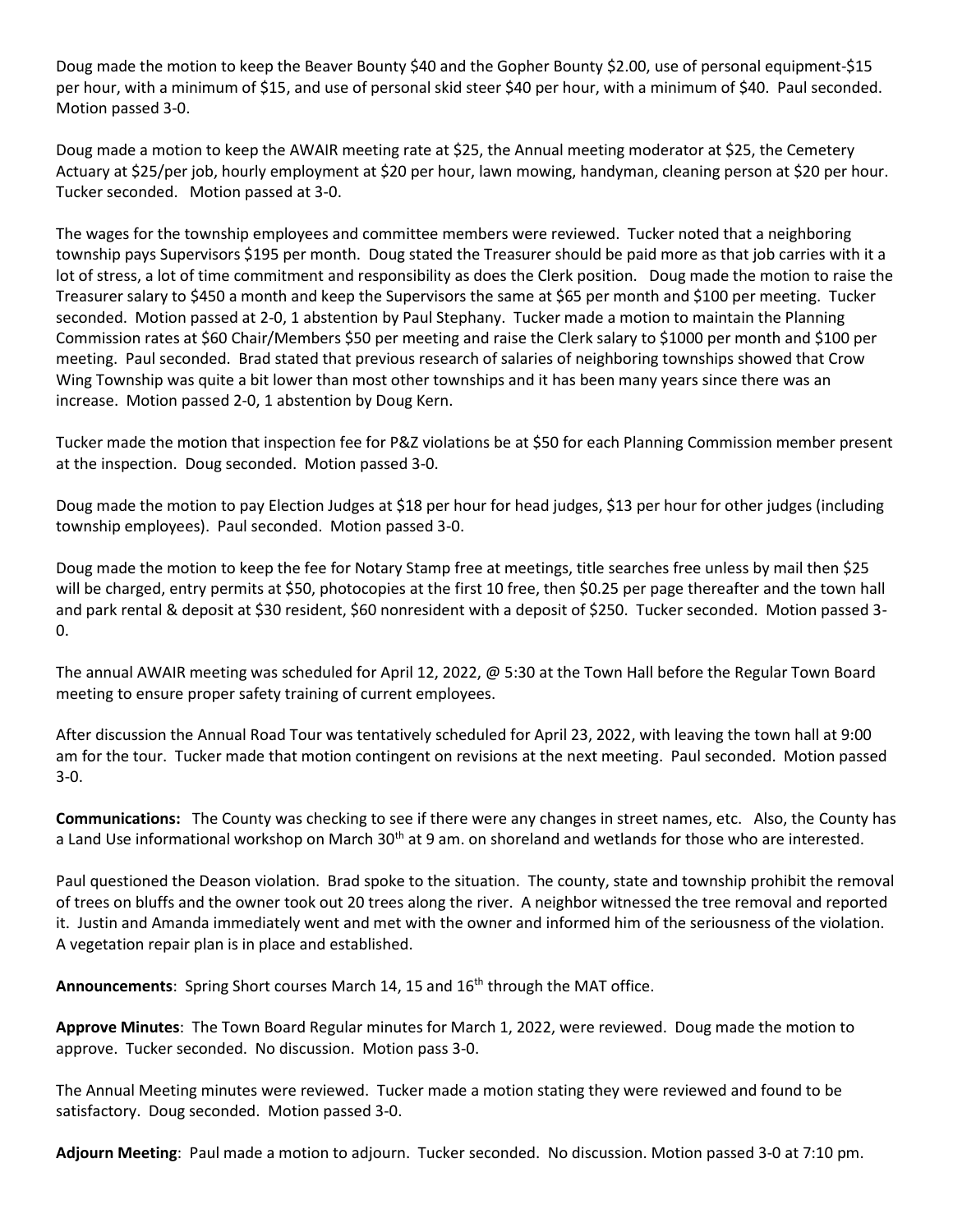Doug made the motion to keep the Beaver Bounty $40 and the Gopher Bounty $2.00, use of personal equipment-$15 per hour, with a minimum of $15, and use of personal skid steer $40 per hour, with a minimum of $40. Paul seconded. Motion passed 3-0.

Doug made a motion to keep the AWAIR meeting rate at $25, the Annual meeting moderator at $25, the Cemetery Actuary at $25/per job, hourly employment at $20 per hour, lawn mowing, handyman, cleaning person at $20 per hour. Tucker seconded. Motion passed at 3-0.

The wages for the township employees and committee members were reviewed. Tucker noted that a neighboring township pays Supervisors $195 per month. Doug stated the Treasurer should be paid more as that job carries with it a lot of stress, a lot of time commitment and responsibility as does the Clerk position. Doug made the motion to raise the Treasurer salary to $450 a month and keep the Supervisors the same at $65 per month and $100 per meeting. Tucker seconded. Motion passed at 2-0, 1 abstention by Paul Stephany. Tucker made a motion to maintain the Planning Commission rates at $60 Chair/Members $50 per meeting and raise the Clerk salary to $1000 per month and $100 per meeting. Paul seconded. Brad stated that previous research of salaries of neighboring townships showed that Crow Wing Township was quite a bit lower than most other townships and it has been many years since there was an increase. Motion passed 2-0, 1 abstention by Doug Kern.

Tucker made the motion that inspection fee for P&Z violations be at $50 for each Planning Commission member present at the inspection. Doug seconded. Motion passed 3-0.

Doug made the motion to pay Election Judges at $18 per hour for head judges, $13 per hour for other judges (including township employees). Paul seconded. Motion passed 3-0.

Doug made the motion to keep the fee for Notary Stamp free at meetings, title searches free unless by mail then $25 will be charged, entry permits at $50, photocopies at the first 10 free, then $0.25 per page thereafter and the town hall and park rental & deposit at $30 resident, $60 nonresident with a deposit of $250. Tucker seconded. Motion passed 3-0.

The annual AWAIR meeting was scheduled for April 12, 2022, @ 5:30 at the Town Hall before the Regular Town Board meeting to ensure proper safety training of current employees.

After discussion the Annual Road Tour was tentatively scheduled for April 23, 2022, with leaving the town hall at 9:00 am for the tour. Tucker made that motion contingent on revisions at the next meeting. Paul seconded. Motion passed 3-0.

**Communications:** The County was checking to see if there were any changes in street names, etc. Also, the County has a Land Use informational workshop on March 30th at 9 am. on shoreland and wetlands for those who are interested.

Paul questioned the Deason violation. Brad spoke to the situation. The county, state and township prohibit the removal of trees on bluffs and the owner took out 20 trees along the river. A neighbor witnessed the tree removal and reported it. Justin and Amanda immediately went and met with the owner and informed him of the seriousness of the violation. A vegetation repair plan is in place and established.

**Announcements**: Spring Short courses March 14, 15 and 16th through the MAT office.

**Approve Minutes**: The Town Board Regular minutes for March 1, 2022, were reviewed. Doug made the motion to approve. Tucker seconded. No discussion. Motion pass 3-0.

The Annual Meeting minutes were reviewed. Tucker made a motion stating they were reviewed and found to be satisfactory. Doug seconded. Motion passed 3-0.

**Adjourn Meeting**: Paul made a motion to adjourn. Tucker seconded. No discussion. Motion passed 3-0 at 7:10 pm.